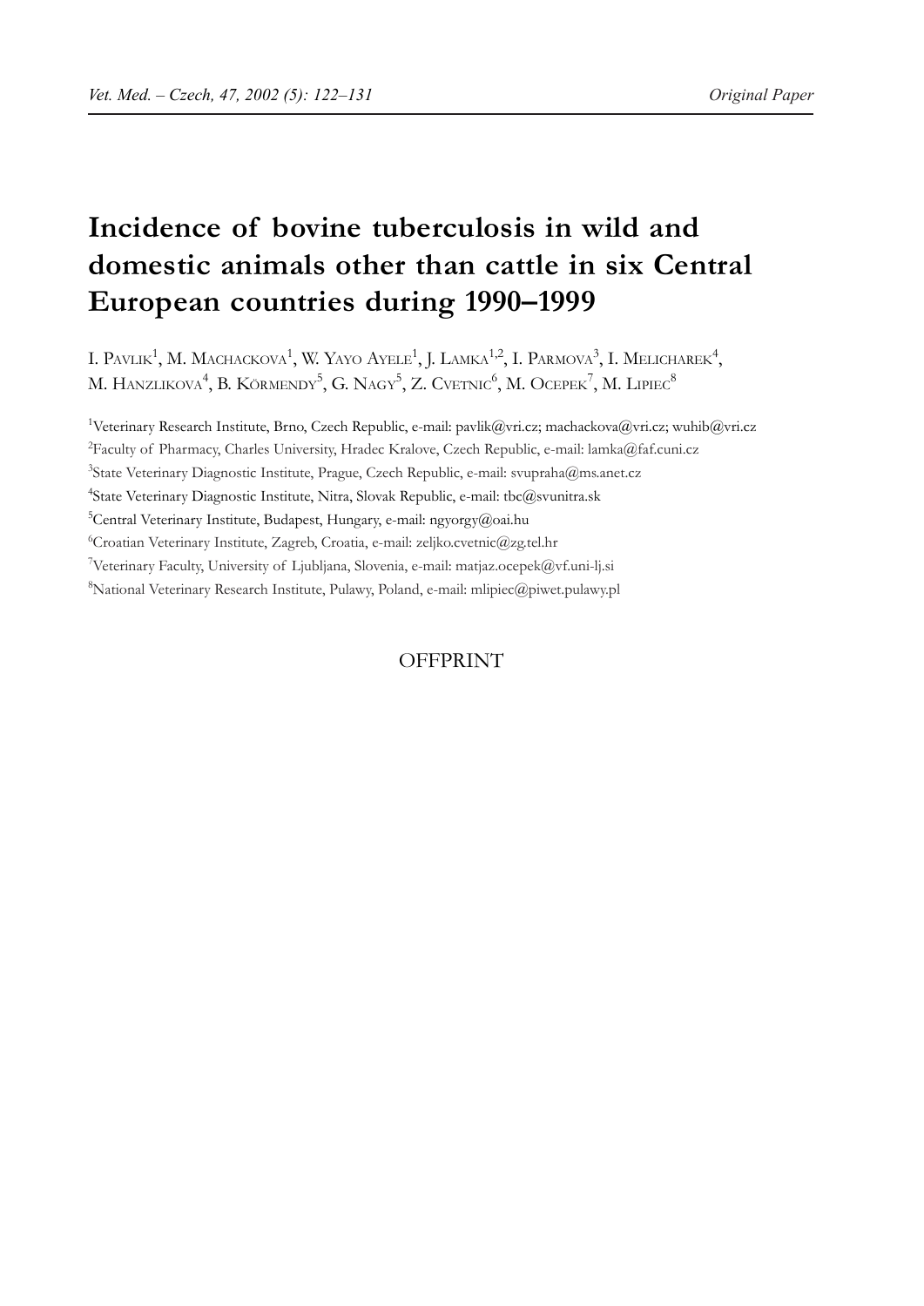# Incidence of bovine tuberculosis in wild and domestic animals other than cattle in six Central European countries during 1990–1999

I. Pavlik[1], M. Machackova[1], W. Yayo Ayele[1], J. Lamka[1,2], I. Parmova[3], I. Melicharek[4], M. Hanzlikova[4], B. Körmendy[5], G. Nagy[5], Z. Cvetnic[6], M. Ocepek[7], M. Lipiec[8]

[1]Veterinary Research Institute, Brno, Czech Republic, e-mail: pavlik@vri.cz; machackova@vri.cz; wuhib@vri.cz

[2]Faculty of Pharmacy, Charles University, Hradec Kralove, Czech Republic, e-mail: lamka@faf.cuni.cz

[3]State Veterinary Diagnostic Institute, Prague, Czech Republic, e-mail: svupraha@ms.anet.cz

[4]State Veterinary Diagnostic Institute, Nitra, Slovak Republic, e-mail: tbc@svunitra.sk

[5]Central Veterinary Institute, Budapest, Hungary, e-mail: ngyorgy@oai.hu

[6]Croatian Veterinary Institute, Zagreb, Croatia, e-mail: zeljko.cvetnic@zg.tel.hr

[7]Veterinary Faculty, University of Ljubljana, Slovenia, e-mail: matjaz.ocepek@vf.uni-lj.si

[8]National Veterinary Research Institute, Pulawy, Poland, e-mail: mlipiec@piwet.pulawy.pl

OFFPRINT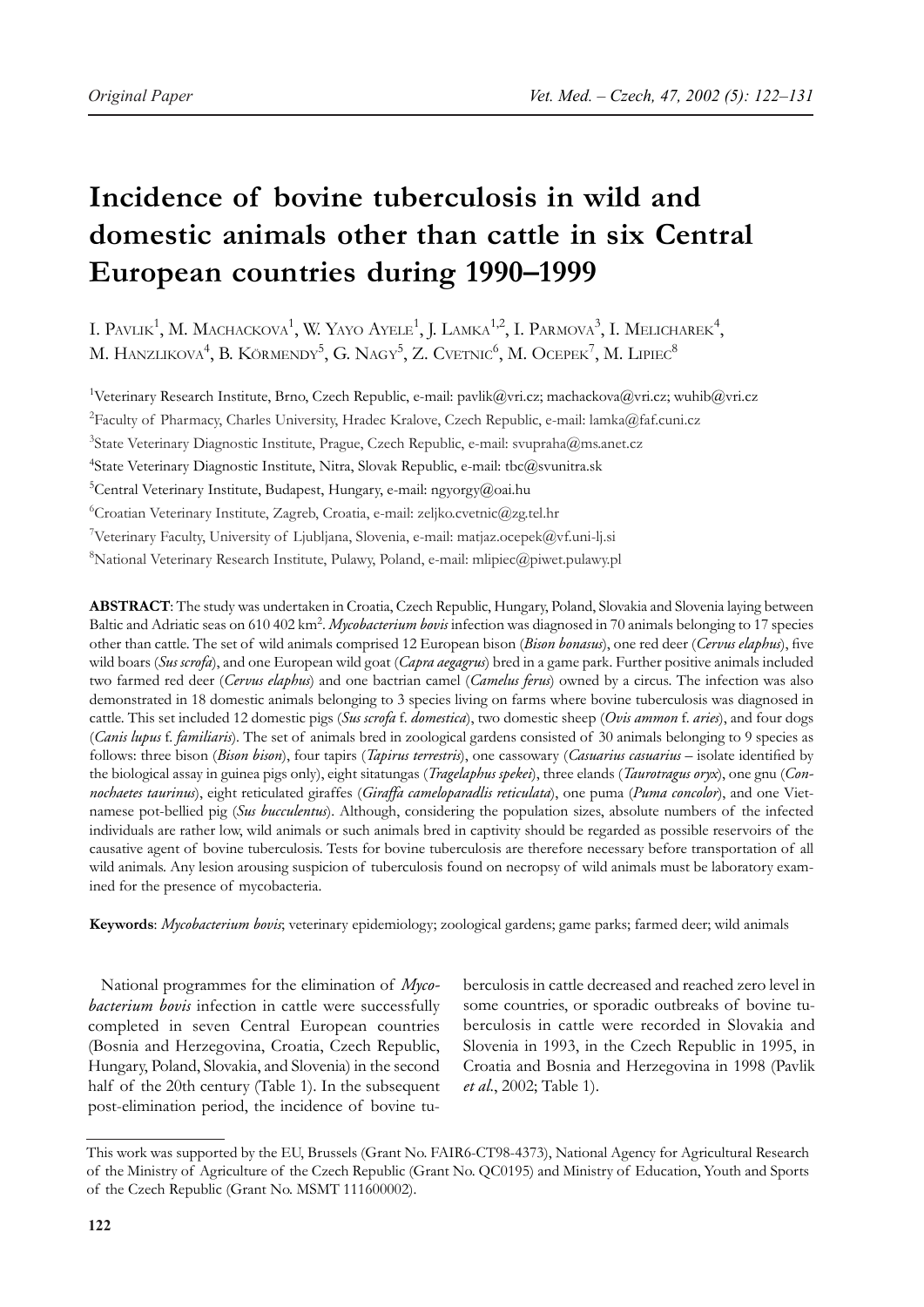Original Paper

# Incidence of bovine tuberculosis in wild and domestic animals other than cattle in six Central European countries during 1990–1999

I. Pavlik[1], M. Machackova[1], W. Yayo Ayele[1], J. Lamka[1,2], I. Parmova[3], I. Melicharek[4], M. Hanzlikova[4], B. Körmendy[5], G. Nagy[5], Z. Cvetnic[6], M. Ocepek[7], M. Lipiec[8]

[1]Veterinary Research Institute, Brno, Czech Republic, e-mail: pavlik@vri.cz; machackova@vri.cz; wuhib@vri.cz

[2]Faculty of Pharmacy, Charles University, Hradec Kralove, Czech Republic, e-mail: lamka@faf.cuni.cz

[3]State Veterinary Diagnostic Institute, Prague, Czech Republic, e-mail: svupraha@ms.anet.cz

[4]State Veterinary Diagnostic Institute, Nitra, Slovak Republic, e-mail: tbc@svunitra.sk

[5]Central Veterinary Institute, Budapest, Hungary, e-mail: ngyorgy@oai.hu

[6]Croatian Veterinary Institute, Zagreb, Croatia, e-mail: zeljko.cvetnic@zg.tel.hr

[7]Veterinary Faculty, University of Ljubljana, Slovenia, e-mail: matjaz.ocepek@vf.uni-lj.si

[8]National Veterinary Research Institute, Pulawy, Poland, e-mail: mlipiec@piwet.pulawy.pl

**ABSTRACT**: The study was undertaken in Croatia, Czech Republic, Hungary, Poland, Slovakia and Slovenia laying between Baltic and Adriatic seas on 610 402 km$^2$. *Mycobacterium bovis* infection was diagnosed in 70 animals belonging to 17 species other than cattle. The set of wild animals comprised 12 European bison (*Bison bonasus*), one red deer (*Cervus elaphus*), five wild boars (*Sus scrofa*), and one European wild goat (*Capra aegagrus*) bred in a game park. Further positive animals included two farmed red deer (*Cervus elaphus*) and one bactrian camel (*Camelus ferus*) owned by a circus. The infection was also demonstrated in 18 domestic animals belonging to 3 species living on farms where bovine tuberculosis was diagnosed in cattle. This set included 12 domestic pigs (*Sus scrofa* f. *domestica*), two domestic sheep (*Ovis ammon* f. *aries*), and four dogs (*Canis lupus* f. *familiaris*). The set of animals bred in zoological gardens consisted of 30 animals belonging to 9 species as follows: three bison (*Bison bison*), four tapirs (*Tapirus terrestris*), one cassowary (*Casuarius casuarius* – isolate identified by the biological assay in guinea pigs only), eight sitatungas (*Tragelaphus spekei*), three elands (*Taurotragus oryx*), one gnu (*Connochaetes taurinus*), eight reticulated giraffes (*Giraffa cameloparadlis reticulata*), one puma (*Puma concolor*), and one Vietnamese pot-bellied pig (*Sus bucculentus*). Although, considering the population sizes, absolute numbers of the infected individuals are rather low, wild animals or such animals bred in captivity should be regarded as possible reservoirs of the causative agent of bovine tuberculosis. Tests for bovine tuberculosis are therefore necessary before transportation of all wild animals. Any lesion arousing suspicion of tuberculosis found on necropsy of wild animals must be laboratory examined for the presence of mycobacteria.

**Keywords**: *Mycobacterium bovis*; veterinary epidemiology; zoological gardens; game parks; farmed deer; wild animals

National programmes for the elimination of *Mycobacterium bovis* infection in cattle were successfully completed in seven Central European countries (Bosnia and Herzegovina, Croatia, Czech Republic, Hungary, Poland, Slovakia, and Slovenia) in the second half of the 20th century (Table 1). In the subsequent post-elimination period, the incidence of bovine tuberculosis in cattle decreased and reached zero level in some countries, or sporadic outbreaks of bovine tuberculosis in cattle were recorded in Slovakia and Slovenia in 1993, in the Czech Republic in 1995, in Croatia and Bosnia and Herzegovina in 1998 (Pavlik *et al.*, 2002; Table 1).

This work was supported by the EU, Brussels (Grant No. FAIR6-CT98-4373), National Agency for Agricultural Research of the Ministry of Agriculture of the Czech Republic (Grant No. QC0195) and Ministry of Education, Youth and Sports of the Czech Republic (Grant No. MSMT 111600002).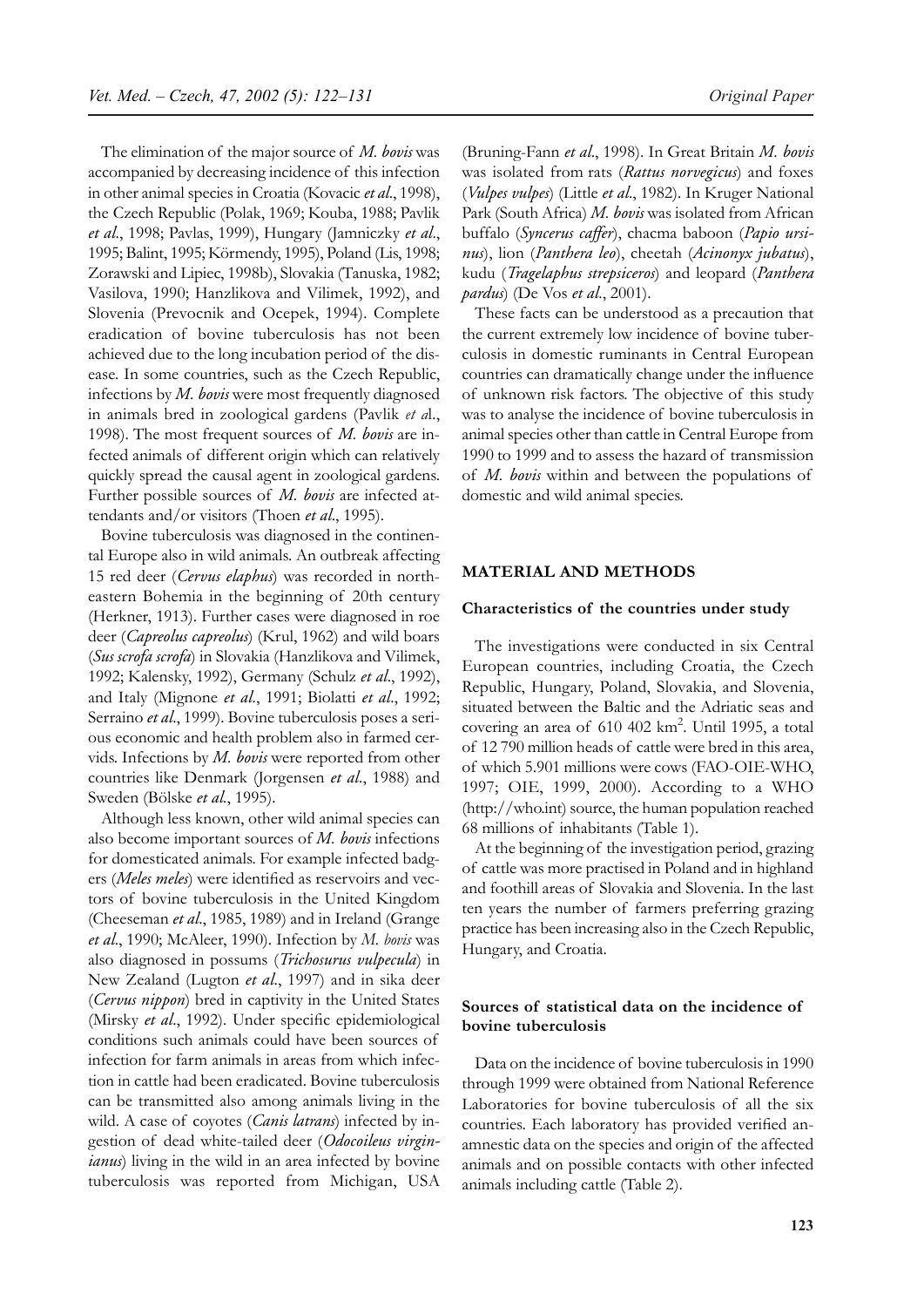The elimination of the major source of *M. bovis* was accompanied by decreasing incidence of this infection in other animal species in Croatia (Kovacic *et al*., 1998), the Czech Republic (Polak, 1969; Kouba, 1988; Pavlik *et al*., 1998; Pavlas, 1999), Hungary (Jamniczky *et al*., 1995; Balint, 1995; Körmendy, 1995), Poland (Lis, 1998; Zorawski and Lipiec, 1998b), Slovakia (Tanuska, 1982; Vasilova, 1990; Hanzlikova and Vilimek, 1992), and Slovenia (Prevocnik and Ocepek, 1994). Complete eradication of bovine tuberculosis has not been achieved due to the long incubation period of the disease. In some countries, such as the Czech Republic, infections by *M. bovis* were most frequently diagnosed in animals bred in zoological gardens (Pavlik *et a*l., 1998). The most frequent sources of *M. bovis* are infected animals of different origin which can relatively quickly spread the causal agent in zoological gardens. Further possible sources of *M. bovis* are infected attendants and/or visitors (Thoen *et al*., 1995).

Bovine tuberculosis was diagnosed in the continental Europe also in wild animals. An outbreak affecting 15 red deer (*Cervus elaphus*) was recorded in northeastern Bohemia in the beginning of 20th century (Herkner, 1913). Further cases were diagnosed in roe deer (*Capreolus capreolus*) (Krul, 1962) and wild boars (*Sus scrofa scrofa*) in Slovakia (Hanzlikova and Vilimek, 1992; Kalensky, 1992), Germany (Schulz *et al*., 1992), and Italy (Mignone *et al*., 1991; Biolatti *et al*., 1992; Serraino *et al*., 1999). Bovine tuberculosis poses a serious economic and health problem also in farmed cervids. Infections by *M. bovis* were reported from other countries like Denmark (Jorgensen *et al*., 1988) and Sweden (Bölske *et al*., 1995).

Although less known, other wild animal species can also become important sources of *M. bovis* infections for domesticated animals. For example infected badgers (*Meles meles*) were identified as reservoirs and vectors of bovine tuberculosis in the United Kingdom (Cheeseman *et al*., 1985, 1989) and in Ireland (Grange *et al*., 1990; McAleer, 1990). Infection by *M. bovis* was also diagnosed in possums (*Trichosurus vulpecula*) in New Zealand (Lugton *et al*., 1997) and in sika deer (*Cervus nippon*) bred in captivity in the United States (Mirsky *et al*., 1992). Under specific epidemiological conditions such animals could have been sources of infection for farm animals in areas from which infection in cattle had been eradicated. Bovine tuberculosis can be transmitted also among animals living in the wild. A case of coyotes (*Canis latrans*) infected by ingestion of dead white-tailed deer (*Odocoileus virginianus*) living in the wild in an area infected by bovine tuberculosis was reported from Michigan, USA (Bruning-Fann *et al*., 1998). In Great Britain *M. bovis* was isolated from rats (*Rattus norvegicus*) and foxes (*Vulpes vulpes*) (Little *et al*., 1982). In Kruger National Park (South Africa) *M. bovis* was isolated from African buffalo (*Syncerus caffer*), chacma baboon (*Papio ursinus*), lion (*Panthera leo*), cheetah (*Acinonyx jubatus*), kudu (*Tragelaphus strepsiceros*) and leopard (*Panthera pardus*) (De Vos *et al*., 2001).

These facts can be understood as a precaution that the current extremely low incidence of bovine tuberculosis in domestic ruminants in Central European countries can dramatically change under the influence of unknown risk factors. The objective of this study was to analyse the incidence of bovine tuberculosis in animal species other than cattle in Central Europe from 1990 to 1999 and to assess the hazard of transmission of *M. bovis* within and between the populations of domestic and wild animal species.

## MATERIAL AND METHODS

### Characteristics of the countries under study

The investigations were conducted in six Central European countries, including Croatia, the Czech Republic, Hungary, Poland, Slovakia, and Slovenia, situated between the Baltic and the Adriatic seas and covering an area of 610 402 km$^2$. Until 1995, a total of 12 790 million heads of cattle were bred in this area, of which 5.901 millions were cows (FAO-OIE-WHO, 1997; OIE, 1999, 2000). According to a WHO (http://who.int) source, the human population reached 68 millions of inhabitants (Table 1).

At the beginning of the investigation period, grazing of cattle was more practised in Poland and in highland and foothill areas of Slovakia and Slovenia. In the last ten years the number of farmers preferring grazing practice has been increasing also in the Czech Republic, Hungary, and Croatia.

### Sources of statistical data on the incidence of bovine tuberculosis

Data on the incidence of bovine tuberculosis in 1990 through 1999 were obtained from National Reference Laboratories for bovine tuberculosis of all the six countries. Each laboratory has provided verified anamnestic data on the species and origin of the affected animals and on possible contacts with other infected animals including cattle (Table 2).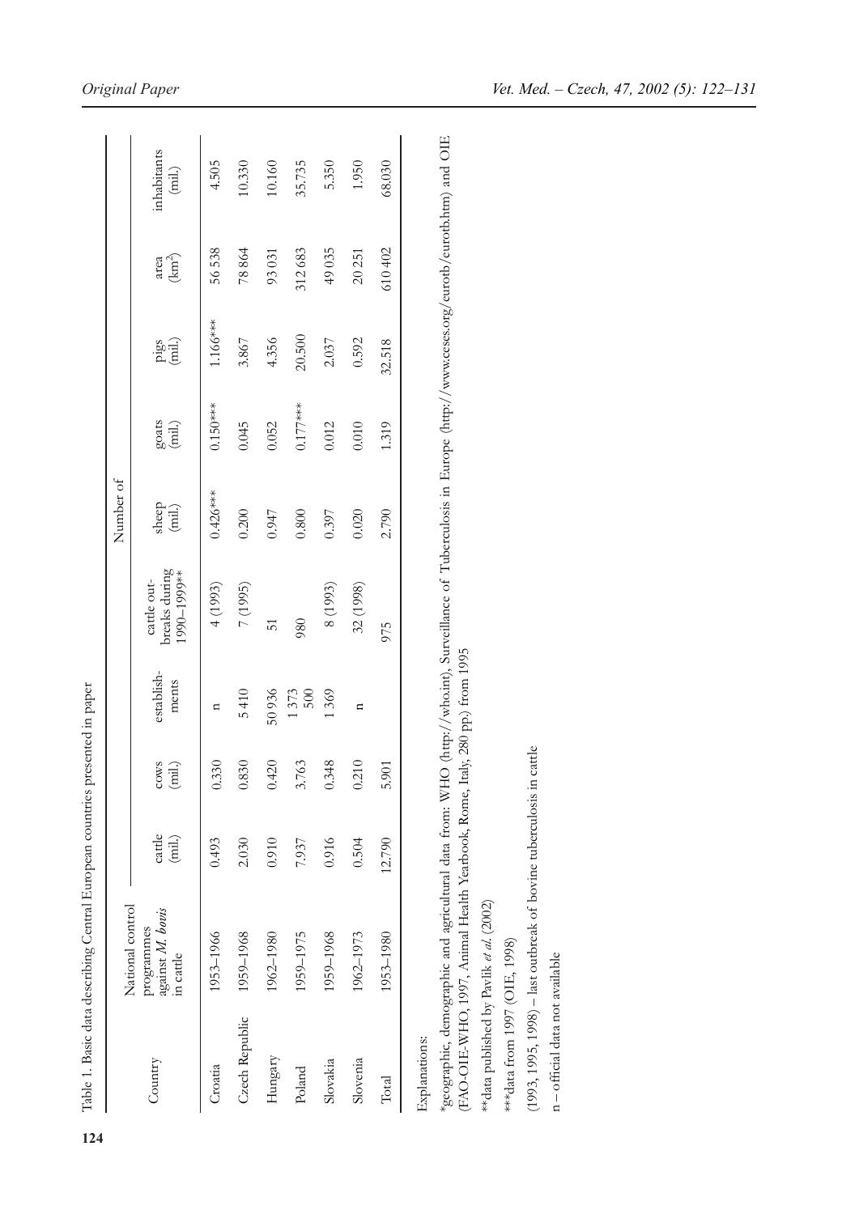Table 1. Basic data describing Central European countries presented in paper

| Country | National control programmes against *M. bovis* in cattle | cattle (mil.) | cows (mil.) | establish-ments | cattle out-breaks during 1990–1999** | sheep (mil.) | goats (mil.) | pigs (mil.) | area (km²) | inhabitants (mil.) |
|---|---|---|---|---|---|---|---|---|---|---|
| | | Number of | | | | | | | | |
| Croatia | 1953–1966 | 0.493 | 0.330 | n | 4 (1993) | 0.426*** | 0.150*** | 1.166*** | 56 538 | 4.505 |
| Czech Republic | 1959–1968 | 2.030 | 0.830 | 5 410 | 7 (1995) | 0.200 | 0.045 | 3.867 | 78 864 | 10.330 |
| Hungary | 1962–1980 | 0.910 | 0.420 | 50 936 | 51 | 0.947 | 0.052 | 4.356 | 93 031 | 10.160 |
| Poland | 1959–1975 | 7.937 | 3.763 | 1 373 500 | 980 | 0.800 | 0.177*** | 20.500 | 312 683 | 35.735 |
| Slovakia | 1959–1968 | 0.916 | 0.348 | 1 369 | 8 (1993) | 0.397 | 0.012 | 2.037 | 49 035 | 5.350 |
| Slovenia | 1962–1973 | 0.504 | 0.210 | n | 32 (1998) | 0.020 | 0.010 | 0.592 | 20 251 | 1.950 |
| Total | 1953–1980 | 12.790 | 5.901 | | 975 | 2.790 | 1.319 | 32.518 | 610 402 | 68.030 |

Explanations:

*geographic, demographic and agricultural data from: WHO (http://who.int), Surveillance of Tuberculosis in Europe (http://www.ceses.org/eurotb/eurotb.htm) and OIE (FAO-OIE-WHO, 1997, Animal Health Yearbook, Rome, Italy, 280 pp.) from 1995

**data published by Pavlik *et al.* (2002)

***data from 1997 (OIE, 1998)

(1993, 1995, 1998) – last outbreak of bovine tuberculosis in cattle

n – official data not available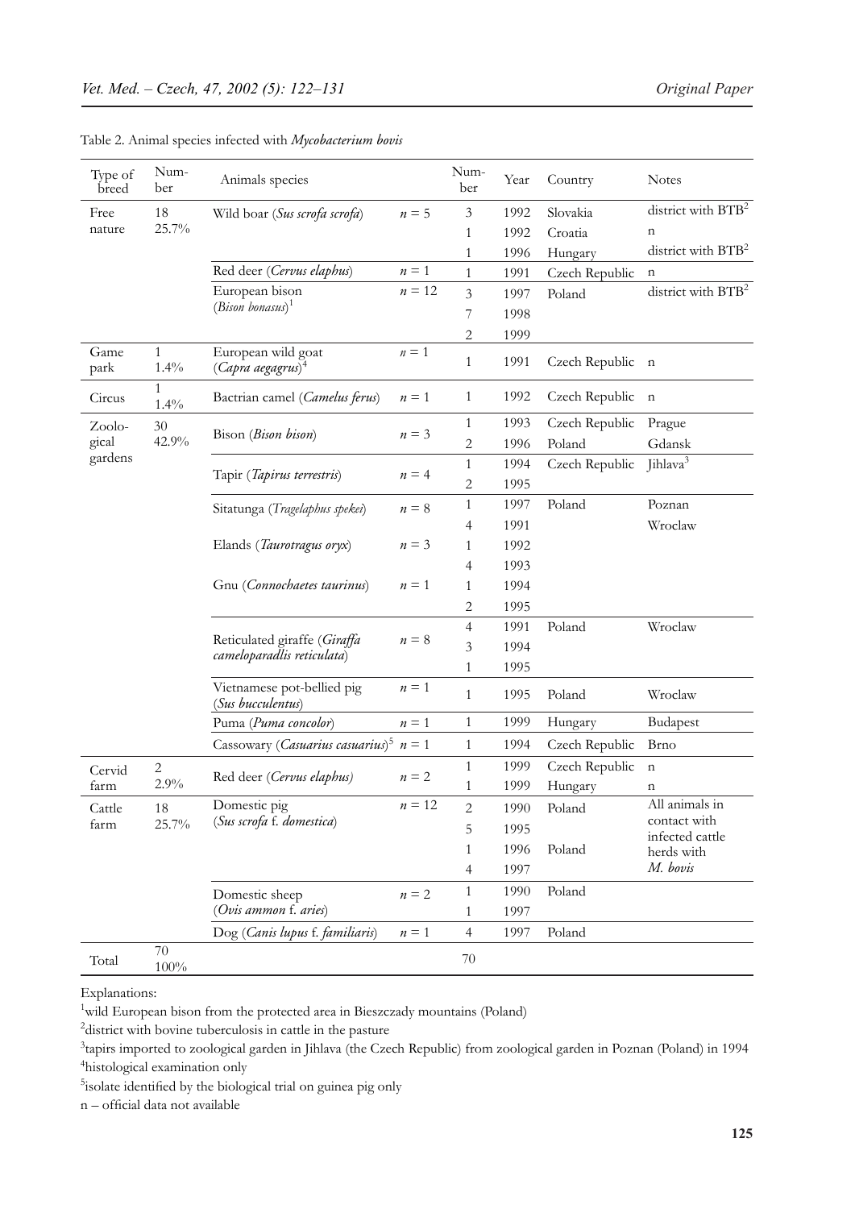Table 2. Animal species infected with *Mycobacterium bovis*

| Type of breed | Number | Animals species | | Number | Year | Country | Notes |
|---|---|---|---|---|---|---|---|
| Free nature | 18 25.7% | Wild boar (*Sus scrofa scrofa*) | $n = 5$ | 3 | 1992 | Slovakia | district with BTB[2] |
| | | | | 1 | 1992 | Croatia | n |
| | | | | 1 | 1996 | Hungary | district with BTB[2] |
| | | Red deer (*Cervus elaphus*) | $n = 1$ | 1 | 1991 | Czech Republic | n |
| | | European bison (*Bison bonasus*)[1] | $n = 12$ | 3 | 1997 | Poland | district with BTB[2] |
| | | | | 7 | 1998 | | |
| | | | | 2 | 1999 | | |
| Game park | 1 1.4% | European wild goat (*Capra aegagrus*)[4] | $n = 1$ | 1 | 1991 | Czech Republic | n |
| Circus | 1 1.4% | Bactrian camel (*Camelus ferus*) | $n = 1$ | 1 | 1992 | Czech Republic | n |
| Zoological gardens | 30 42.9% | Bison (*Bison bison*) | $n = 3$ | 1 | 1993 | Czech Republic | Prague |
| | | | | 2 | 1996 | Poland | Gdansk |
| | | Tapir (*Tapirus terrestris*) | $n = 4$ | 1 | 1994 | Czech Republic | Jihlava[3] |
| | | | | 2 | 1995 | | |
| | | Sitatunga (*Tragelaphus spekei*) | $n = 8$ | 1 | 1997 | Poland | Poznan |
| | | | | 4 | 1991 | | Wroclaw |
| | | Elands (*Taurotragus oryx*) | $n = 3$ | 1 | 1992 | | |
| | | | | 4 | 1993 | | |
| | | Gnu (*Connochaetes taurinus*) | $n = 1$ | 1 | 1994 | | |
| | | | | 2 | 1995 | | |
| | | Reticulated giraffe (*Giraffa cameloparadlis reticulata*) | $n = 8$ | 4 | 1991 | Poland | Wroclaw |
| | | | | 3 | 1994 | | |
| | | | | 1 | 1995 | | |
| | | Vietnamese pot-bellied pig (*Sus bucculentus*) | $n = 1$ | 1 | 1995 | Poland | Wroclaw |
| | | Puma (*Puma concolor*) | $n = 1$ | 1 | 1999 | Hungary | Budapest |
| | | Cassowary (*Casuarius casuarius*)[5] | $n = 1$ | 1 | 1994 | Czech Republic | Brno |
| Cervid farm | 2 2.9% | Red deer (*Cervus elaphus*) | $n = 2$ | 1 | 1999 | Czech Republic | n |
| | | | | 1 | 1999 | Hungary | n |
| Cattle farm | 18 25.7% | Domestic pig (*Sus scrofa* f. *domestica*) | $n = 12$ | 2 | 1990 | Poland | All animals in contact with infected cattle herds with *M. bovis* |
| | | | | 5 | 1995 | | |
| | | | | 1 | 1996 | Poland | |
| | | | | 4 | 1997 | | |
| | | Domestic sheep (*Ovis ammon* f. *aries*) | $n = 2$ | 1 | 1990 | Poland | |
| | | | | 1 | 1997 | | |
| | | Dog (*Canis lupus* f. *familiaris*) | $n = 1$ | 4 | 1997 | Poland | |
| Total | 70 100% | | | 70 | | | |

Explanations:

[1]wild European bison from the protected area in Bieszczady mountains (Poland)

[2]district with bovine tuberculosis in cattle in the pasture

[3]tapirs imported to zoological garden in Jihlava (the Czech Republic) from zoological garden in Poznan (Poland) in 1994

[4]histological examination only

[5]isolate identified by the biological trial on guinea pig only

n – official data not available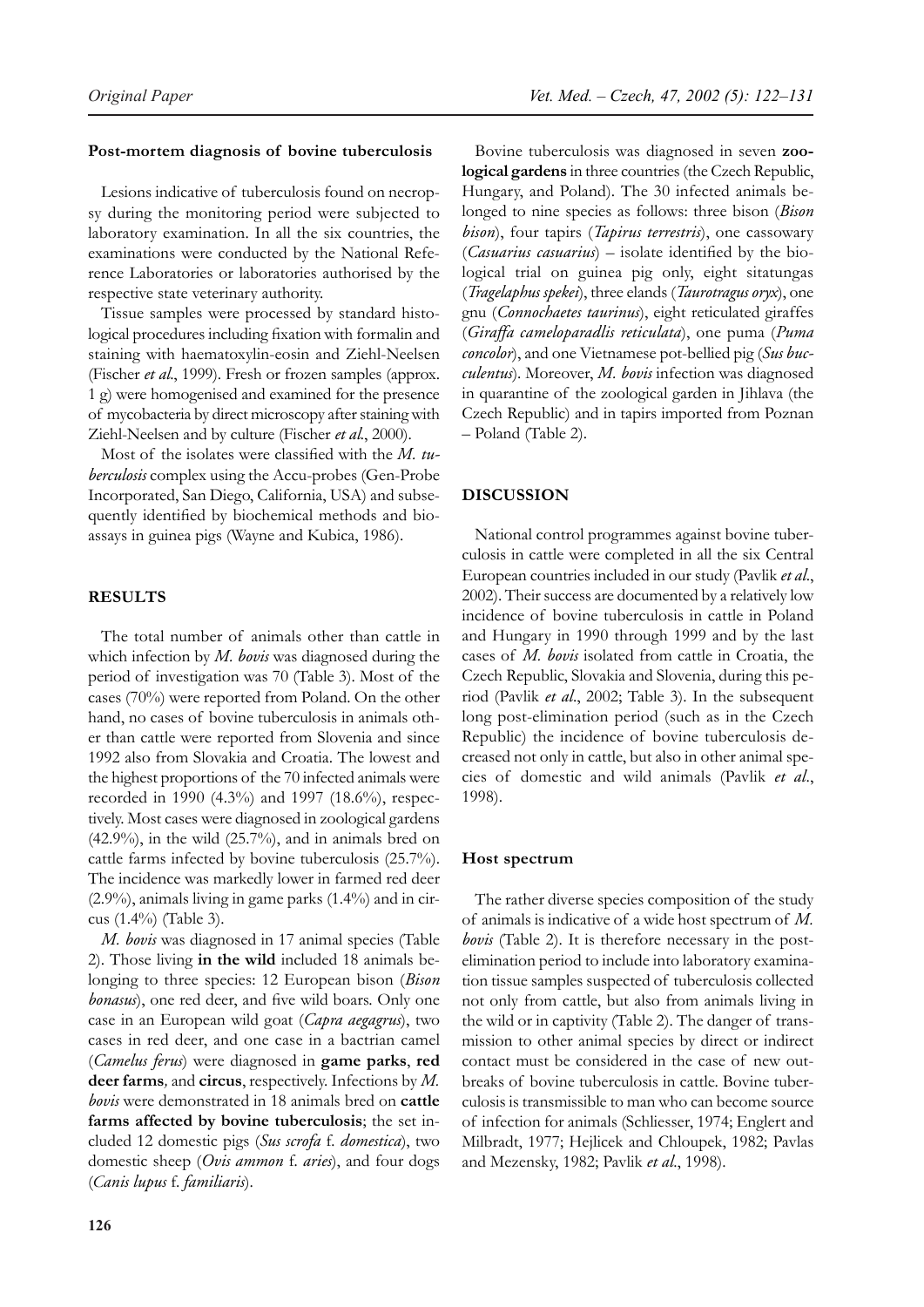### Post-mortem diagnosis of bovine tuberculosis

Lesions indicative of tuberculosis found on necropsy during the monitoring period were subjected to laboratory examination. In all the six countries, the examinations were conducted by the National Reference Laboratories or laboratories authorised by the respective state veterinary authority.

Tissue samples were processed by standard histological procedures including fixation with formalin and staining with haematoxylin-eosin and Ziehl-Neelsen (Fischer *et al.*, 1999). Fresh or frozen samples (approx. 1 g) were homogenised and examined for the presence of mycobacteria by direct microscopy after staining with Ziehl-Neelsen and by culture (Fischer *et al.*, 2000).

Most of the isolates were classified with the *M. tuberculosis* complex using the Accu-probes (Gen-Probe Incorporated, San Diego, California, USA) and subsequently identified by biochemical methods and bioassays in guinea pigs (Wayne and Kubica, 1986).

## RESULTS

The total number of animals other than cattle in which infection by *M. bovis* was diagnosed during the period of investigation was 70 (Table 3). Most of the cases (70%) were reported from Poland. On the other hand, no cases of bovine tuberculosis in animals other than cattle were reported from Slovenia and since 1992 also from Slovakia and Croatia. The lowest and the highest proportions of the 70 infected animals were recorded in 1990 (4.3%) and 1997 (18.6%), respectively. Most cases were diagnosed in zoological gardens (42.9%), in the wild (25.7%), and in animals bred on cattle farms infected by bovine tuberculosis (25.7%). The incidence was markedly lower in farmed red deer (2.9%), animals living in game parks (1.4%) and in circus (1.4%) (Table 3).

*M. bovis* was diagnosed in 17 animal species (Table 2). Those living **in the wild** included 18 animals belonging to three species: 12 European bison (*Bison bonasus*), one red deer, and five wild boars. Only one case in an European wild goat (*Capra aegagrus*), two cases in red deer, and one case in a bactrian camel (*Camelus ferus*) were diagnosed in **game parks**, **red deer farms**, and **circus**, respectively. Infections by *M. bovis* were demonstrated in 18 animals bred on **cattle farms affected by bovine tuberculosis**; the set included 12 domestic pigs (*Sus scrofa* f. *domestica*), two domestic sheep (*Ovis ammon* f. *aries*), and four dogs (*Canis lupus* f. *familiaris*).

Bovine tuberculosis was diagnosed in seven **zoological gardens** in three countries (the Czech Republic, Hungary, and Poland). The 30 infected animals belonged to nine species as follows: three bison (*Bison bison*), four tapirs (*Tapirus terrestris*), one cassowary (*Casuarius casuarius*) – isolate identified by the biological trial on guinea pig only, eight sitatungas (*Tragelaphus spekei*), three elands (*Taurotragus oryx*), one gnu (*Connochaetes taurinus*), eight reticulated giraffes (*Giraffa cameloparadlis reticulata*), one puma (*Puma concolor*), and one Vietnamese pot-bellied pig (*Sus bucculentus*). Moreover, *M. bovis* infection was diagnosed in quarantine of the zoological garden in Jihlava (the Czech Republic) and in tapirs imported from Poznan – Poland (Table 2).

## DISCUSSION

National control programmes against bovine tuberculosis in cattle were completed in all the six Central European countries included in our study (Pavlik *et al.*, 2002). Their success are documented by a relatively low incidence of bovine tuberculosis in cattle in Poland and Hungary in 1990 through 1999 and by the last cases of *M. bovis* isolated from cattle in Croatia, the Czech Republic, Slovakia and Slovenia, during this period (Pavlik *et al.*, 2002; Table 3). In the subsequent long post-elimination period (such as in the Czech Republic) the incidence of bovine tuberculosis decreased not only in cattle, but also in other animal species of domestic and wild animals (Pavlik *et al.*, 1998).

### Host spectrum

The rather diverse species composition of the study of animals is indicative of a wide host spectrum of *M. bovis* (Table 2). It is therefore necessary in the post-elimination period to include into laboratory examination tissue samples suspected of tuberculosis collected not only from cattle, but also from animals living in the wild or in captivity (Table 2). The danger of transmission to other animal species by direct or indirect contact must be considered in the case of new outbreaks of bovine tuberculosis in cattle. Bovine tuberculosis is transmissible to man who can become source of infection for animals (Schliesser, 1974; Englert and Milbradt, 1977; Hejlicek and Chloupek, 1982; Pavlas and Mezensky, 1982; Pavlik *et al.*, 1998).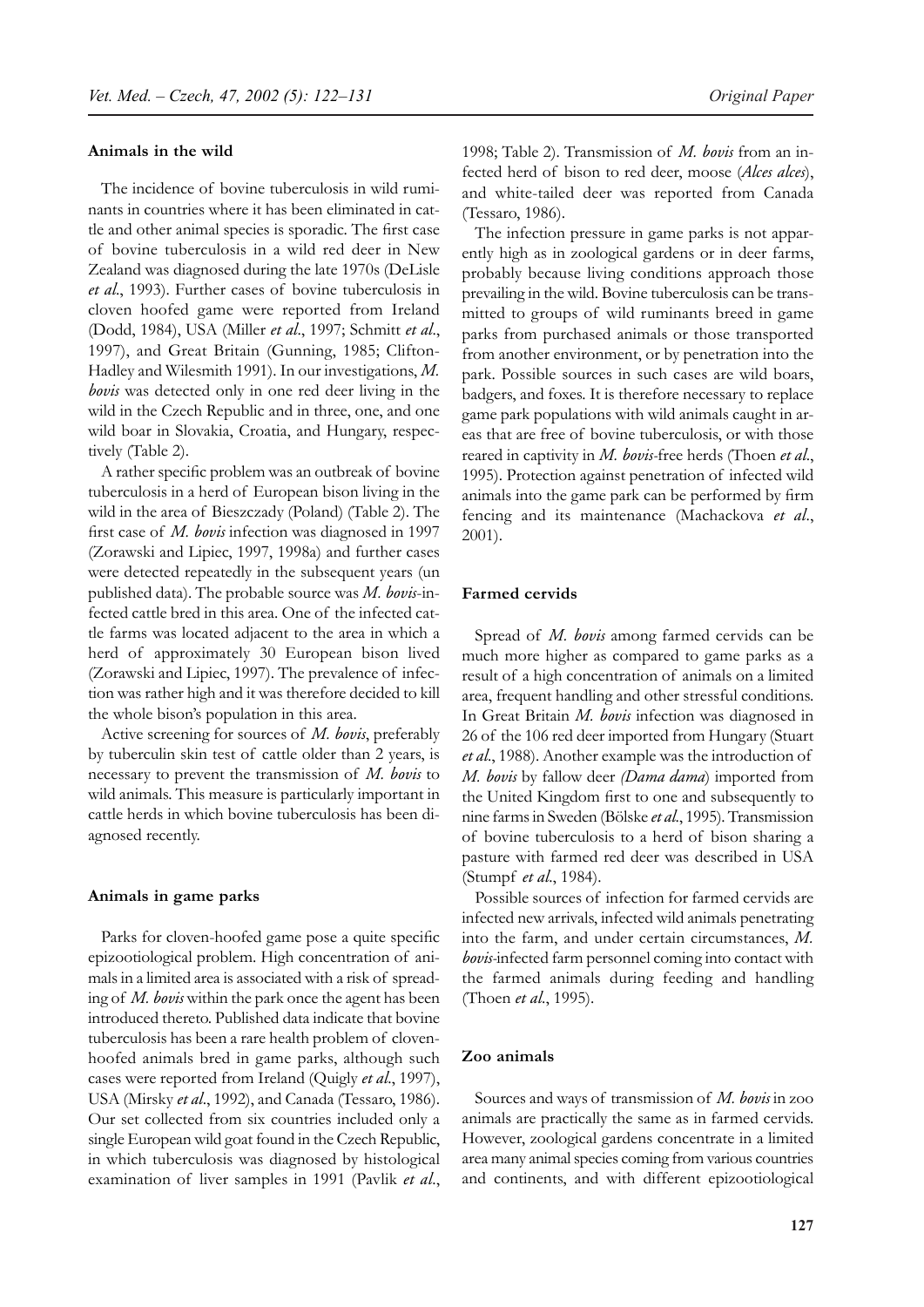**Animals in the wild**

The incidence of bovine tuberculosis in wild ruminants in countries where it has been eliminated in cattle and other animal species is sporadic. The first case of bovine tuberculosis in a wild red deer in New Zealand was diagnosed during the late 1970s (DeLisle *et al.*, 1993). Further cases of bovine tuberculosis in cloven hoofed game were reported from Ireland (Dodd, 1984), USA (Miller *et al.*, 1997; Schmitt *et al.*, 1997), and Great Britain (Gunning, 1985; Clifton-Hadley and Wilesmith 1991). In our investigations, *M. bovis* was detected only in one red deer living in the wild in the Czech Republic and in three, one, and one wild boar in Slovakia, Croatia, and Hungary, respectively (Table 2).

A rather specific problem was an outbreak of bovine tuberculosis in a herd of European bison living in the wild in the area of Bieszczady (Poland) (Table 2). The first case of *M. bovis* infection was diagnosed in 1997 (Zorawski and Lipiec, 1997, 1998a) and further cases were detected repeatedly in the subsequent years (un published data). The probable source was *M. bovis*-infected cattle bred in this area. One of the infected cattle farms was located adjacent to the area in which a herd of approximately 30 European bison lived (Zorawski and Lipiec, 1997). The prevalence of infection was rather high and it was therefore decided to kill the whole bison's population in this area.

Active screening for sources of *M. bovis*, preferably by tuberculin skin test of cattle older than 2 years, is necessary to prevent the transmission of *M. bovis* to wild animals. This measure is particularly important in cattle herds in which bovine tuberculosis has been diagnosed recently.

**Animals in game parks**

Parks for cloven-hoofed game pose a quite specific epizootiological problem. High concentration of animals in a limited area is associated with a risk of spreading of *M. bovis* within the park once the agent has been introduced thereto. Published data indicate that bovine tuberculosis has been a rare health problem of cloven-hoofed animals bred in game parks, although such cases were reported from Ireland (Quigly *et al.*, 1997), USA (Mirsky *et al.*, 1992), and Canada (Tessaro, 1986). Our set collected from six countries included only a single European wild goat found in the Czech Republic, in which tuberculosis was diagnosed by histological examination of liver samples in 1991 (Pavlik *et al.*, 1998; Table 2). Transmission of *M. bovis* from an infected herd of bison to red deer, moose (*Alces alces*), and white-tailed deer was reported from Canada (Tessaro, 1986).

The infection pressure in game parks is not apparently high as in zoological gardens or in deer farms, probably because living conditions approach those prevailing in the wild. Bovine tuberculosis can be transmitted to groups of wild ruminants breed in game parks from purchased animals or those transported from another environment, or by penetration into the park. Possible sources in such cases are wild boars, badgers, and foxes. It is therefore necessary to replace game park populations with wild animals caught in areas that are free of bovine tuberculosis, or with those reared in captivity in *M. bovis*-free herds (Thoen *et al.*, 1995). Protection against penetration of infected wild animals into the game park can be performed by firm fencing and its maintenance (Machackova *et al.*, 2001).

**Farmed cervids**

Spread of *M. bovis* among farmed cervids can be much more higher as compared to game parks as a result of a high concentration of animals on a limited area, frequent handling and other stressful conditions. In Great Britain *M. bovis* infection was diagnosed in 26 of the 106 red deer imported from Hungary (Stuart *et al.*, 1988). Another example was the introduction of *M. bovis* by fallow deer *(Dama dama*) imported from the United Kingdom first to one and subsequently to nine farms in Sweden (Bölske *et al.*, 1995). Transmission of bovine tuberculosis to a herd of bison sharing a pasture with farmed red deer was described in USA (Stumpf *et al.*, 1984).

Possible sources of infection for farmed cervids are infected new arrivals, infected wild animals penetrating into the farm, and under certain circumstances, *M. bovis*-infected farm personnel coming into contact with the farmed animals during feeding and handling (Thoen *et al.*, 1995).

**Zoo animals**

Sources and ways of transmission of *M. bovis* in zoo animals are practically the same as in farmed cervids. However, zoological gardens concentrate in a limited area many animal species coming from various countries and continents, and with different epizootiological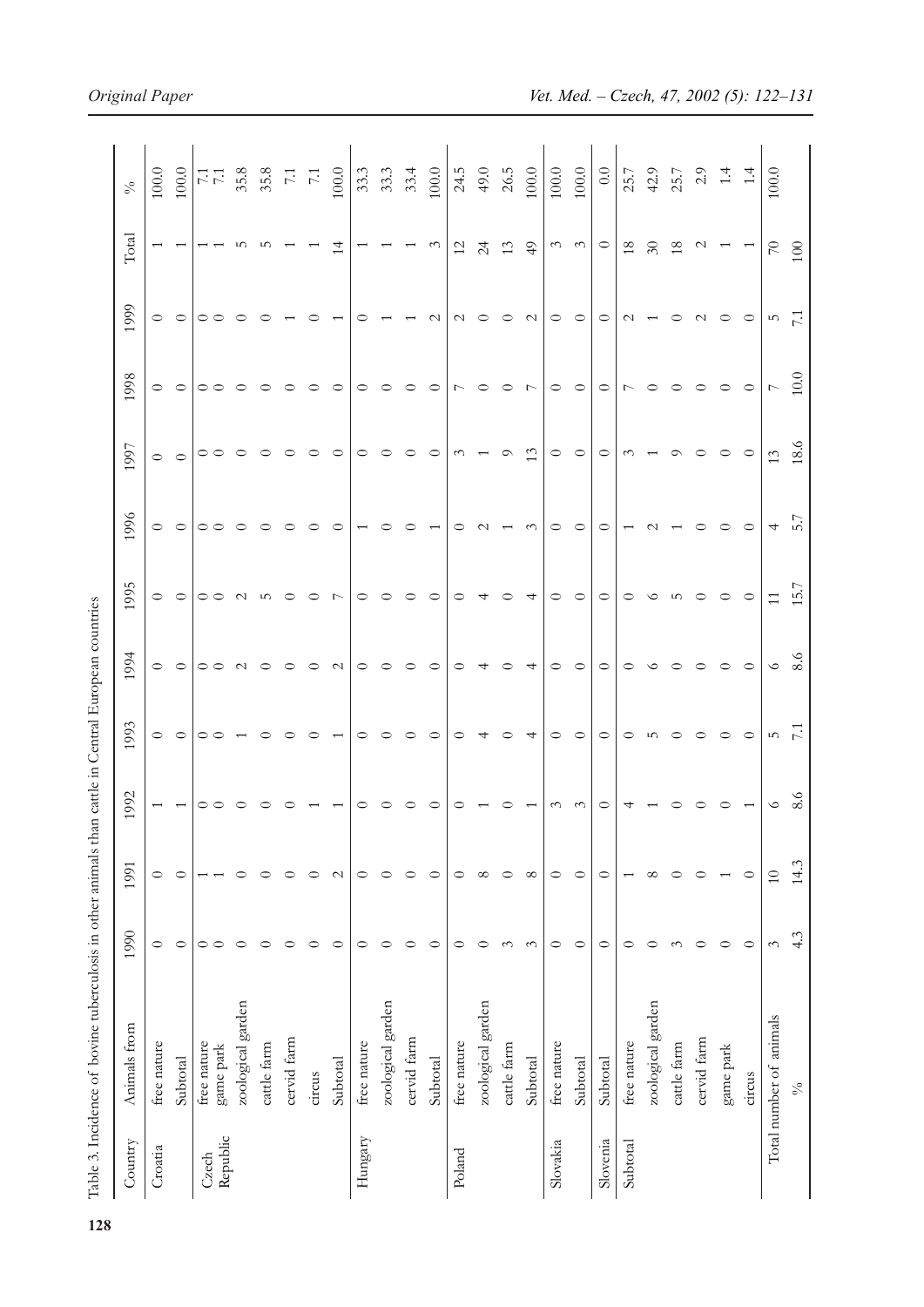Table 3. Incidence of bovine tuberculosis in other animals than cattle in Central European countries

| Country | Animals from | 1990 | 1991 | 1992 | 1993 | 1994 | 1995 | 1996 | 1997 | 1998 | 1999 | Total | % |
|---|---|---|---|---|---|---|---|---|---|---|---|---|---|
| Croatia | free nature | 0 | 0 | 1 | 0 | 0 | 0 | 0 | 0 | 0 | 0 | 1 | 100.0 |
| | Subtotal | 0 | 0 | 1 | 0 | 0 | 0 | 0 | 0 | 0 | 0 | 1 | 100.0 |
| Czech Republic | free nature | 0 | 1 | 0 | 0 | 0 | 0 | 0 | 0 | 0 | 0 | 1 | 7.1 |
| | game park | 0 | 1 | 0 | 0 | 0 | 0 | 0 | 0 | 0 | 0 | 1 | 7.1 |
| | zoological garden | 0 | 0 | 0 | 1 | 2 | 2 | 0 | 0 | 0 | 0 | 5 | 35.8 |
| | cattle farm | 0 | 0 | 0 | 0 | 0 | 5 | 0 | 0 | 0 | 0 | 5 | 35.8 |
| | cervid farm | 0 | 0 | 0 | 0 | 0 | 0 | 0 | 0 | 0 | 1 | 1 | 7.1 |
| | circus | 0 | 0 | 1 | 0 | 0 | 0 | 0 | 0 | 0 | 0 | 1 | 7.1 |
| | Subtotal | 0 | 2 | 1 | 1 | 2 | 7 | 0 | 0 | 0 | 1 | 14 | 100.0 |
| Hungary | free nature | 0 | 0 | 0 | 0 | 0 | 0 | 1 | 0 | 0 | 0 | 1 | 33.3 |
| | zoological garden | 0 | 0 | 0 | 0 | 0 | 0 | 0 | 0 | 0 | 1 | 1 | 33.3 |
| | cervid farm | 0 | 0 | 0 | 0 | 0 | 0 | 0 | 0 | 0 | 1 | 1 | 33.4 |
| | Subtotal | 0 | 0 | 0 | 0 | 0 | 0 | 1 | 0 | 0 | 2 | 3 | 100.0 |
| Poland | free nature | 0 | 0 | 0 | 0 | 0 | 0 | 0 | 3 | 7 | 2 | 12 | 24.5 |
| | zoological garden | 0 | 8 | 1 | 4 | 4 | 4 | 2 | 1 | 0 | 0 | 24 | 49.0 |
| | cattle farm | 3 | 0 | 0 | 0 | 0 | 0 | 1 | 9 | 0 | 0 | 13 | 26.5 |
| | Subtotal | 3 | 8 | 1 | 4 | 4 | 4 | 3 | 13 | 7 | 2 | 49 | 100.0 |
| Slovakia | free nature | 0 | 0 | 3 | 0 | 0 | 0 | 0 | 0 | 0 | 0 | 3 | 100.0 |
| | Subtotal | 0 | 0 | 3 | 0 | 0 | 0 | 0 | 0 | 0 | 0 | 3 | 100.0 |
| Slovenia | Subtotal | 0 | 0 | 0 | 0 | 0 | 0 | 0 | 0 | 0 | 0 | 0 | 0.0 |
| Subtotal | free nature | 0 | 1 | 4 | 0 | 0 | 0 | 1 | 3 | 7 | 2 | 18 | 25.7 |
| | zoological garden | 0 | 8 | 1 | 5 | 6 | 6 | 2 | 1 | 0 | 1 | 30 | 42.9 |
| | cattle farm | 3 | 0 | 0 | 0 | 0 | 5 | 1 | 9 | 0 | 0 | 18 | 25.7 |
| | cervid farm | 0 | 0 | 0 | 0 | 0 | 0 | 0 | 0 | 0 | 2 | 2 | 2.9 |
| | game park | 0 | 1 | 0 | 0 | 0 | 0 | 0 | 0 | 0 | 0 | 1 | 1.4 |
| | circus | 0 | 0 | 1 | 0 | 0 | 0 | 0 | 0 | 0 | 0 | 1 | 1.4 |
| Total number of animals | | 3 | 10 | 6 | 5 | 6 | 11 | 4 | 13 | 7 | 5 | 70 | 100.0 |
| % | | 4.3 | 14.3 | 8.6 | 7.1 | 8.6 | 15.7 | 5.7 | 18.6 | 10.0 | 7.1 | 100 | |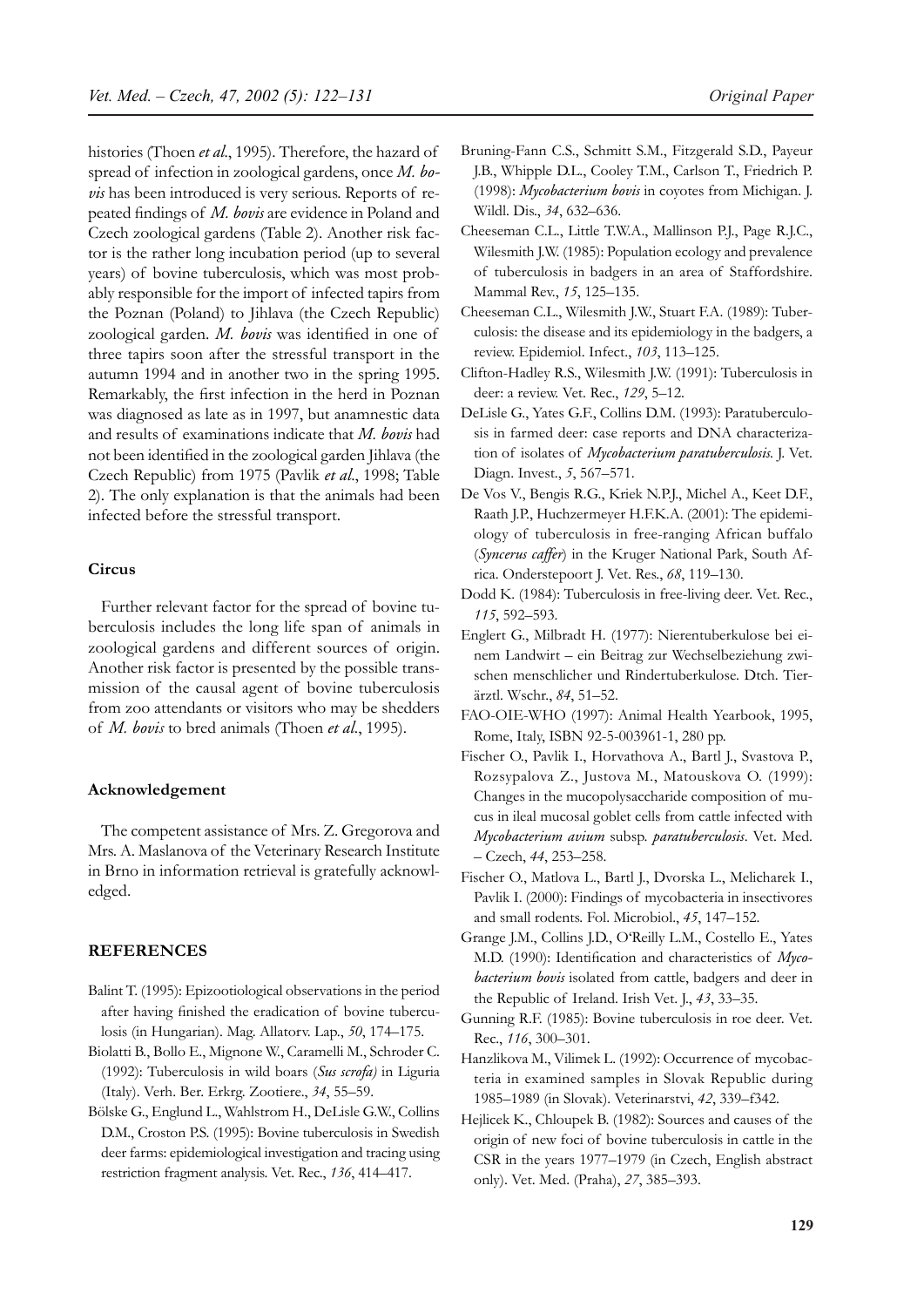histories (Thoen *et al*., 1995). Therefore, the hazard of spread of infection in zoological gardens, once *M. bovis* has been introduced is very serious. Reports of repeated findings of *M. bovis* are evidence in Poland and Czech zoological gardens (Table 2). Another risk factor is the rather long incubation period (up to several years) of bovine tuberculosis, which was most probably responsible for the import of infected tapirs from the Poznan (Poland) to Jihlava (the Czech Republic) zoological garden. *M. bovis* was identified in one of three tapirs soon after the stressful transport in the autumn 1994 and in another two in the spring 1995. Remarkably, the first infection in the herd in Poznan was diagnosed as late as in 1997, but anamnestic data and results of examinations indicate that *M. bovis* had not been identified in the zoological garden Jihlava (the Czech Republic) from 1975 (Pavlik *et al*., 1998; Table 2). The only explanation is that the animals had been infected before the stressful transport.

### Circus

Further relevant factor for the spread of bovine tuberculosis includes the long life span of animals in zoological gardens and different sources of origin. Another risk factor is presented by the possible transmission of the causal agent of bovine tuberculosis from zoo attendants or visitors who may be shedders of *M. bovis* to bred animals (Thoen *et al*., 1995).

### Acknowledgement

The competent assistance of Mrs. Z. Gregorova and Mrs. A. Maslanova of the Veterinary Research Institute in Brno in information retrieval is gratefully acknowledged.

## REFERENCES

Balint T. (1995): Epizootiological observations in the period after having finished the eradication of bovine tuberculosis (in Hungarian). Mag. Allatorv. Lap., *50*, 174–175.

Biolatti B., Bollo E., Mignone W., Caramelli M., Schroder C. (1992): Tuberculosis in wild boars (*Sus scrofa)* in Liguria (Italy). Verh. Ber. Erkrg. Zootiere., *34*, 55–59.

Bölske G., Englund L., Wahlstrom H., DeLisle G.W., Collins D.M., Croston P.S. (1995): Bovine tuberculosis in Swedish deer farms: epidemiological investigation and tracing using restriction fragment analysis. Vet. Rec., *136*, 414–417.

Bruning-Fann C.S., Schmitt S.M., Fitzgerald S.D., Payeur J.B., Whipple D.L., Cooley T.M., Carlson T., Friedrich P. (1998): *Mycobacterium bovis* in coyotes from Michigan. J. Wildl. Dis., *34*, 632–636.

Cheeseman C.L., Little T.W.A., Mallinson P.J., Page R.J.C., Wilesmith J.W. (1985): Population ecology and prevalence of tuberculosis in badgers in an area of Staffordshire. Mammal Rev., *15*, 125–135.

Cheeseman C.L., Wilesmith J.W., Stuart F.A. (1989): Tuberculosis: the disease and its epidemiology in the badgers, a review. Epidemiol. Infect., *103*, 113–125.

Clifton-Hadley R.S., Wilesmith J.W. (1991): Tuberculosis in deer: a review. Vet. Rec., *129*, 5–12.

DeLisle G., Yates G.F., Collins D.M. (1993): Paratuberculosis in farmed deer: case reports and DNA characterization of isolates of *Mycobacterium paratuberculosis.* J. Vet. Diagn. Invest., *5*, 567–571.

De Vos V., Bengis R.G., Kriek N.P.J., Michel A., Keet D.F., Raath J.P., Huchzermeyer H.F.K.A. (2001): The epidemiology of tuberculosis in free-ranging African buffalo (*Syncerus caffer*) in the Kruger National Park, South Africa. Onderstepoort J. Vet. Res., *68*, 119–130.

Dodd K. (1984): Tuberculosis in free-living deer. Vet. Rec., *115*, 592–593.

Englert G., Milbradt H. (1977): Nierentuberkulose bei einem Landwirt – ein Beitrag zur Wechselbeziehung zwischen menschlicher und Rindertuberkulose. Dtch. Tierärztl. Wschr., *84*, 51–52.

FAO-OIE-WHO (1997): Animal Health Yearbook, 1995, Rome, Italy, ISBN 92-5-003961-1, 280 pp.

Fischer O., Pavlik I., Horvathova A., Bartl J., Svastova P., Rozsypalova Z., Justova M., Matouskova O. (1999): Changes in the mucopolysaccharide composition of mucus in ileal mucosal goblet cells from cattle infected with *Mycobacterium avium* subsp. *paratuberculosis*. Vet. Med. – Czech, *44*, 253–258.

Fischer O., Matlova L., Bartl J., Dvorska L., Melicharek I., Pavlik I. (2000): Findings of mycobacteria in insectivores and small rodents. Fol. Microbiol., *45*, 147–152.

Grange J.M., Collins J.D., O'Reilly L.M., Costello E., Yates M.D. (1990): Identification and characteristics of *Mycobacterium bovis* isolated from cattle, badgers and deer in the Republic of Ireland. Irish Vet. J., *43*, 33–35.

Gunning R.F. (1985): Bovine tuberculosis in roe deer. Vet. Rec., *116*, 300–301.

Hanzlikova M., Vilimek L. (1992): Occurrence of mycobacteria in examined samples in Slovak Republic during 1985–1989 (in Slovak). Veterinarstvi, *42*, 339–f342.

Hejlicek K., Chloupek B. (1982): Sources and causes of the origin of new foci of bovine tuberculosis in cattle in the CSR in the years 1977–1979 (in Czech, English abstract only). Vet. Med. (Praha), *27*, 385–393.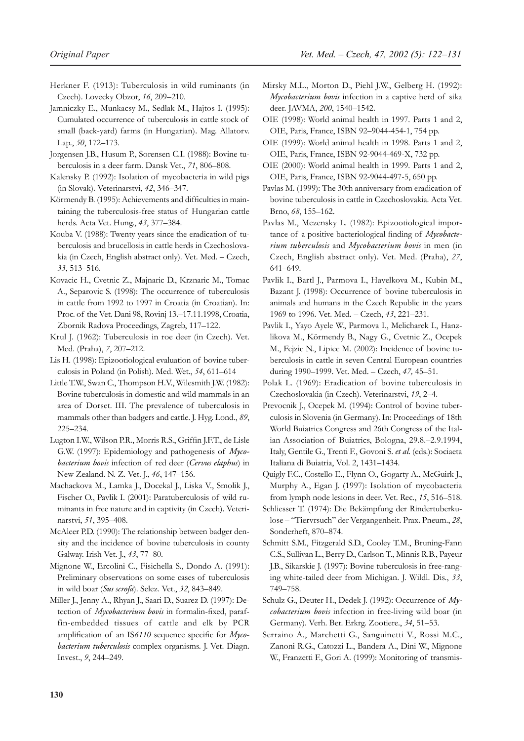Herkner F. (1913): Tuberculosis in wild ruminants (in Czech). Lovecky Obzor, *16*, 209–210.

Jamniczky E., Munkacsy M., Sedlak M., Hajtos I. (1995): Cumulated occurrence of tuberculosis in cattle stock of small (back-yard) farms (in Hungarian). Mag. Allatorv. Lap., *50*, 172–173.

Jorgensen J.B., Husum P., Sorensen C.I. (1988): Bovine tuberculosis in a deer farm. Dansk Vet., *71*, 806–808.

Kalensky P. (1992): Isolation of mycobacteria in wild pigs (in Slovak). Veterinarstvi, *42*, 346–347.

Körmendy B. (1995): Achievements and difficulties in maintaining the tuberculosis-free status of Hungarian cattle herds. Acta Vet. Hung., *43*, 377–384.

Kouba V. (1988): Twenty years since the eradication of tuberculosis and brucellosis in cattle herds in Czechoslovakia (in Czech, English abstract only). Vet. Med. – Czech, *33*, 513–516.

Kovacic H., Cvetnic Z., Majnaric D., Krznaric M., Tomac A., Separovic S. (1998): The occurrence of tuberculosis in cattle from 1992 to 1997 in Croatia (in Croatian). In: Proc. of the Vet. Dani 98, Rovinj 13.–17.11.1998, Croatia, Zbornik Radova Proceedings, Zagreb, 117–122.

Krul J. (1962): Tuberculosis in roe deer (in Czech). Vet. Med. (Praha), *7*, 207–212.

Lis H. (1998): Epizootiological evaluation of bovine tuberculosis in Poland (in Polish). Med. Wet., *54*, 611–614

Little T.W., Swan C., Thompson H.V., Wilesmith J.W. (1982): Bovine tuberculosis in domestic and wild mammals in an area of Dorset. III. The prevalence of tuberculosis in mammals other than badgers and cattle. J. Hyg. Lond., *89*, 225–234.

Lugton I.W., Wilson P.R., Morris R.S., Griffin J.F.T., de Lisle G.W. (1997): Epidemiology and pathogenesis of *Mycobacterium bovis* infection of red deer (*Cervus elaphus*) in New Zealand. N. Z. Vet. J., *46*, 147–156.

Machackova M., Lamka J., Docekal J., Liska V., Smolik J., Fischer O., Pavlik I. (2001): Paratuberculosis of wild ruminants in free nature and in captivity (in Czech). Veterinarstvi, *51*, 395–408.

McAleer P.D. (1990): The relationship between badger density and the incidence of bovine tuberculosis in county Galway. Irish Vet. J., *43*, 77–80.

Mignone W., Ercolini C., Fisichella S., Dondo A. (1991): Preliminary observations on some cases of tuberculosis in wild boar (*Sus scrofa*). Selez. Vet., *32*, 843–849.

Miller J., Jenny A., Rhyan J., Saari D., Suarez D. (1997): Detection of *Mycobacterium bovis* in formalin-fixed, paraffin-embedded tissues of cattle and elk by PCR amplification of an IS*6110* sequence specific for *Mycobacterium tuberculosis* complex organisms. J. Vet. Diagn. Invest., *9*, 244–249.

Mirsky M.L., Morton D., Piehl J.W., Gelberg H. (1992): *Mycobacterium bovis* infection in a captive herd of sika deer. JAVMA, *200*, 1540–1542.

OIE (1998): World animal health in 1997. Parts 1 and 2, OIE, Paris, France, ISBN 92–9044-454-1, 754 pp.

OIE (1999): World animal health in 1998. Parts 1 and 2, OIE, Paris, France, ISBN 92-9044-469-X, 732 pp.

OIE (2000): World animal health in 1999. Parts 1 and 2, OIE, Paris, France, ISBN 92-9044-497-5, 650 pp.

Pavlas M. (1999): The 30th anniversary from eradication of bovine tuberculosis in cattle in Czechoslovakia. Acta Vet. Brno, *68*, 155–162.

Pavlas M., Mezensky L. (1982): Epizootiological importance of a positive bacteriological finding of *Mycobacterium tuberculosis* and *Mycobacterium bovis* in men (in Czech, English abstract only). Vet. Med. (Praha), *27*, 641–649.

Pavlik I., Bartl J., Parmova I., Havelkova M., Kubin M., Bazant J. (1998): Occurrence of bovine tuberculosis in animals and humans in the Czech Republic in the years 1969 to 1996. Vet. Med. – Czech, *43*, 221–231.

Pavlik I., Yayo Ayele W., Parmova I., Melicharek I., Hanzlikova M., Körmendy B., Nagy G., Cvetnic Z., Ocepek M., Fejzic N., Lipiec M. (2002): Incidence of bovine tuberculosis in cattle in seven Central European countries during 1990–1999. Vet. Med. – Czech, *47*, 45–51.

Polak L. (1969): Eradication of bovine tuberculosis in Czechoslovakia (in Czech). Veterinarstvi, *19*, 2–4.

Prevocnik J., Ocepek M. (1994): Control of bovine tuberculosis in Slovenia (in Germany). In: Proceedings of 18th World Buiatrics Congress and 26th Congress of the Italian Association of Buiatrics, Bologna, 29.8.–2.9.1994, Italy, Gentile G., Trenti F., Govoni S. *et al.* (eds.): Sociaeta Italiana di Buiatria, Vol. 2, 1431–1434.

Quigly F.C., Costello E., Flynn O., Gogarty A., McGuirk J., Murphy A., Egan J. (1997): Isolation of mycobacteria from lymph node lesions in deer. Vet. Rec., *15*, 516–518.

Schliesser T. (1974): Die Bekämpfung der Rindertuberkulose – "Tiervrsuch" der Vergangenheit. Prax. Pneum., *28*, Sonderheft, 870–874.

Schmitt S.M., Fitzgerald S.D., Cooley T.M., Bruning-Fann C.S., Sullivan L., Berry D., Carlson T., Minnis R.B., Payeur J.B., Sikarskie J. (1997): Bovine tuberculosis in free-ranging white-tailed deer from Michigan. J. Wildl. Dis., *33*, 749–758.

Schulz G., Deuter H., Dedek J. (1992): Occurrence of *Mycobacterium bovis* infection in free-living wild boar (in Germany). Verh. Ber. Erkrg. Zootiere., *34*, 51–53.

Serraino A., Marchetti G., Sanguinetti V., Rossi M.C., Zanoni R.G., Catozzi L., Bandera A., Dini W., Mignone W., Franzetti F., Gori A. (1999): Monitoring of transmis-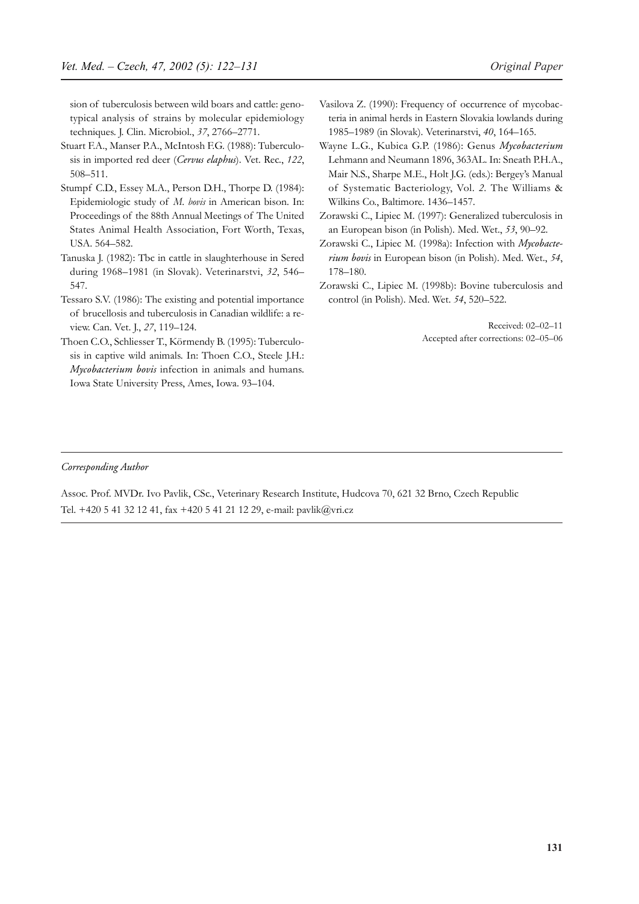sion of tuberculosis between wild boars and cattle: genotypical analysis of strains by molecular epidemiology techniques. J. Clin. Microbiol., *37*, 2766–2771.

Stuart F.A., Manser P.A., McIntosh F.G. (1988): Tuberculosis in imported red deer (*Cervus elaphus*). Vet. Rec., *122*, 508–511.

Stumpf C.D., Essey M.A., Person D.H., Thorpe D. (1984): Epidemiologic study of *M. bovis* in American bison. In: Proceedings of the 88th Annual Meetings of The United States Animal Health Association, Fort Worth, Texas, USA. 564–582.

Tanuska J. (1982): Tbc in cattle in slaughterhouse in Sered during 1968–1981 (in Slovak). Veterinarstvi, *32*, 546–547.

Tessaro S.V. (1986): The existing and potential importance of brucellosis and tuberculosis in Canadian wildlife: a review. Can. Vet. J., *27*, 119–124.

Thoen C.O., Schliesser T., Körmendy B. (1995): Tuberculosis in captive wild animals. In: Thoen C.O., Steele J.H.: *Mycobacterium bovis* infection in animals and humans. Iowa State University Press, Ames, Iowa. 93–104.

Vasilova Z. (1990): Frequency of occurrence of mycobacteria in animal herds in Eastern Slovakia lowlands during 1985–1989 (in Slovak). Veterinarstvi, *40*, 164–165.

Wayne L.G., Kubica G.P. (1986): Genus *Mycobacterium* Lehmann and Neumann 1896, 363AL. In: Sneath P.H.A., Mair N.S., Sharpe M.E., Holt J.G. (eds.): Bergey's Manual of Systematic Bacteriology, Vol. *2*. The Williams & Wilkins Co., Baltimore. 1436–1457.

Zorawski C., Lipiec M. (1997): Generalized tuberculosis in an European bison (in Polish). Med. Wet., *53*, 90–92.

Zorawski C., Lipiec M. (1998a): Infection with *Mycobacterium bovis* in European bison (in Polish). Med. Wet., *54*, 178–180.

Zorawski C., Lipiec M. (1998b): Bovine tuberculosis and control (in Polish). Med. Wet. *54*, 520–522.

Received: 02–02–11
Accepted after corrections: 02–05–06

*Corresponding Author*

Assoc. Prof. MVDr. Ivo Pavlik, CSc., Veterinary Research Institute, Hudcova 70, 621 32 Brno, Czech Republic
Tel. +420 5 41 32 12 41, fax +420 5 41 21 12 29, e-mail: pavlik@vri.cz